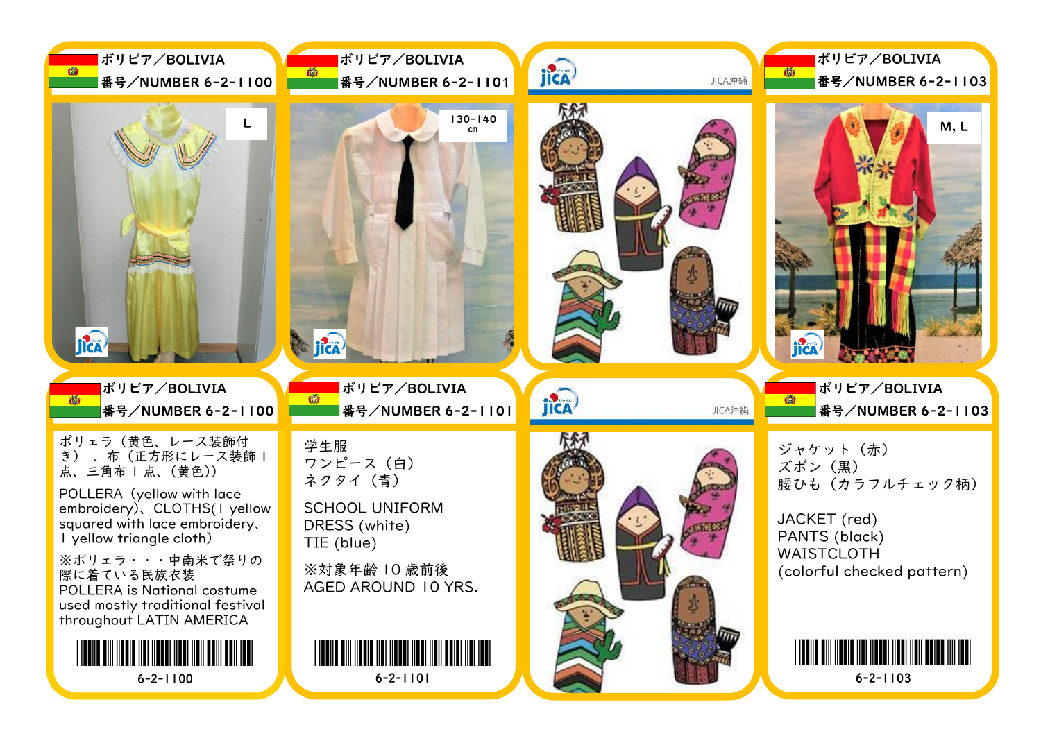ボリビア／BOLIVIA
番号／NUMBER 6-2-1100

L

ボリビア／BOLIVIA
番号／NUMBER 6-2-1101

130-140 cm

JICA沖縄

ボリビア／BOLIVIA
番号／NUMBER 6-2-1103

M, L

ボリビア／BOLIVIA
番号／NUMBER 6-2-1100

ポリェラ（黄色、レース装飾付き）、布（正方形にレース装飾 1 点、三角布 1 点、（黄色））

POLLERA（yellow with lace embroidery）、CLOTHS(1 yellow squared with lace embroidery、1 yellow triangle cloth)

※ポリェラ・・・中南米で祭りの際に着ている民族衣装
POLLERA is National costume used mostly traditional festival throughout LATIN AMERICA

6-2-1100

ボリビア／BOLIVIA
番号／NUMBER 6-2-1101

学生服
ワンピース（白）
ネクタイ（青）

SCHOOL UNIFORM
DRESS (white)
TIE (blue)

※対象年齢 10 歳前後
AGED AROUND 10 YRS.

6-2-1101

JICA沖縄

ボリビア／BOLIVIA
番号／NUMBER 6-2-1103

ジャケット（赤）
ズボン（黒）
腰ひも（カラフルチェック柄）

JACKET (red)
PANTS (black)
WAISTCLOTH
(colorful checked pattern)

6-2-1103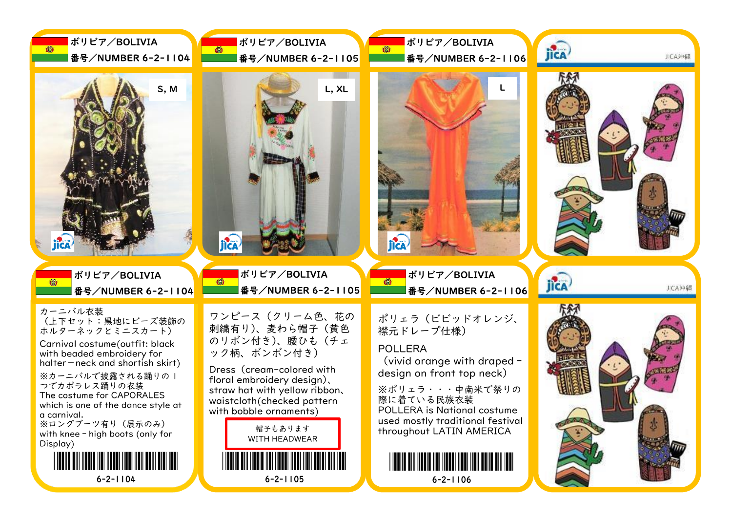## ボリビア／BOLIVIA
番号／NUMBER 6-2-1104

S, M

## ボリビア／BOLIVIA
番号／NUMBER 6-2-1105

L, XL

## ボリビア／BOLIVIA
番号／NUMBER 6-2-1106

L

## ボリビア／BOLIVIA
番号／NUMBER 6-2-1104

カーニバル衣装
（上下セット：黒地にビーズ装飾のホルターネックとミニスカート）

Carnival costume(outfit: black with beaded embroidery for halter－neck and shortish skirt)

※カーニバルで披露される踊りの１つでカポラレス踊りの衣装
The costume for CAPORALES which is one of the dance style at a carnival.

※ロングブーツ有り（展示のみ）
with knee－high boots (only for Display)

6-2-1104

## ボリビア／BOLIVIA
番号／NUMBER 6-2-1105

ワンピース（クリーム色、花の刺繍有り）、麦わら帽子（黄色のリボン付き）、腰ひも（チェック柄、ボンボン付き）

Dress（cream-colored with floral embroidery design)、straw hat with yellow ribbon、waistcloth(checked pattern with bobble ornaments)

帽子もあります
WITH HEADWEAR

6-2-1105

## ボリビア／BOLIVIA
番号／NUMBER 6-2-1106

ポリェラ（ビビッドオレンジ、襟元ドレープ仕様）

POLLERA
（vivid orange with draped－design on front top neck）

※ポリェラ・・・中南米で祭りの際に着ている民族衣装
POLLERA is National costume used mostly traditional festival throughout LATIN AMERICA

6-2-1106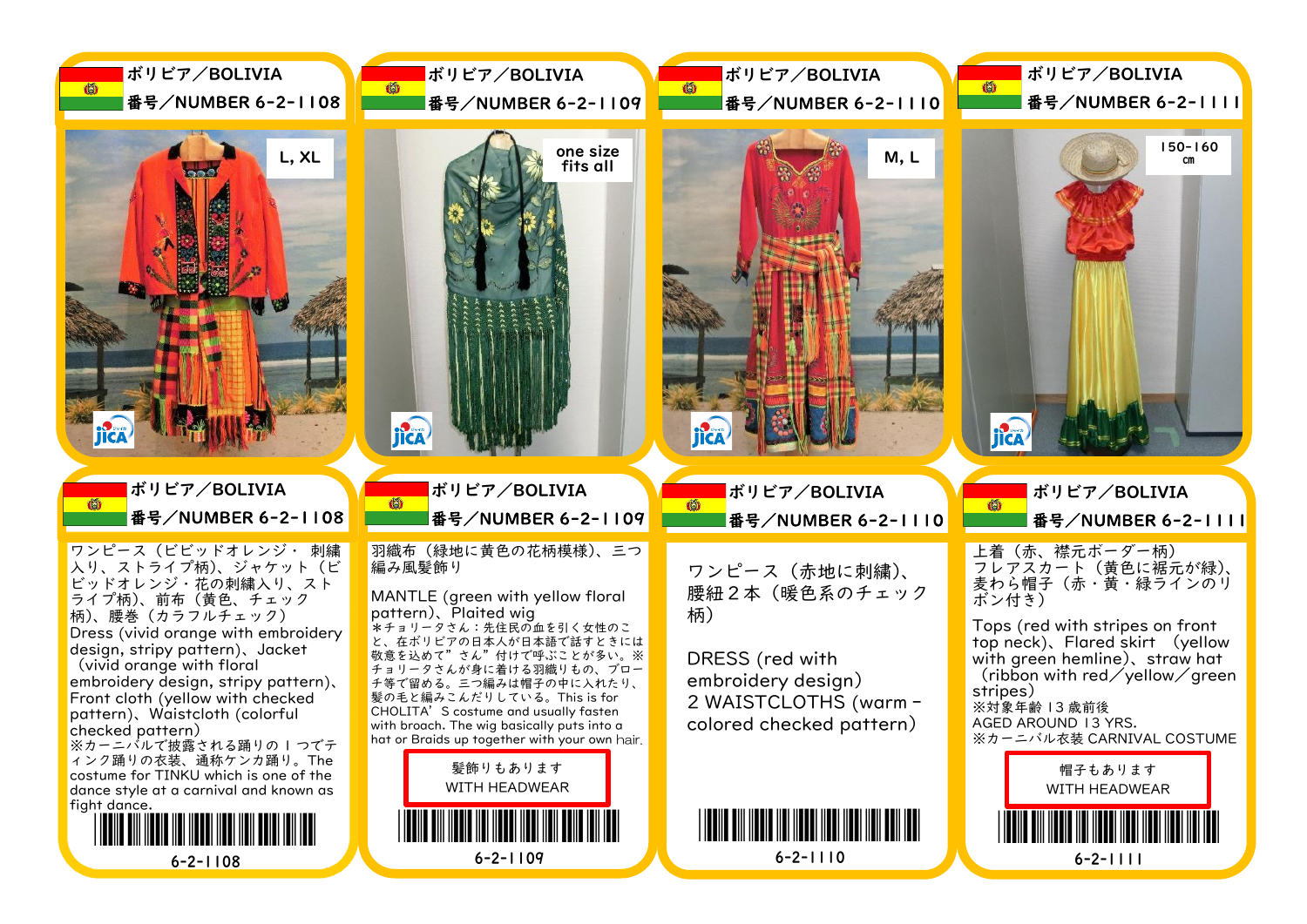ボリビア／BOLIVIA
番号／NUMBER 6-2-1108

L, XL

ボリビア／BOLIVIA
番号／NUMBER 6-2-1109

one size fits all

ボリビア／BOLIVIA
番号／NUMBER 6-2-1110

M, L

ボリビア／BOLIVIA
番号／NUMBER 6-2-1111

150-160 cm

ボリビア／BOLIVIA
番号／NUMBER 6-2-1108

ワンピース（ビビッドオレンジ・ 刺繍入り、ストライプ柄）、ジャケット（ビビッドオレンジ・花の刺繍入り、ストライプ柄）、前布（黄色、チェック柄）、腰巻（カラフルチェック）
Dress (vivid orange with embroidery design, stripy pattern)、Jacket（vivid orange with floral embroidery design, stripy pattern)、Front cloth (yellow with checked pattern)、Waistcloth (colorful checked pattern)
※カーニバルで披露される踊りの１つでティンク踊りの衣装、通称ケンカ踊り。The costume for TINKU which is one of the dance style at a carnival and known as fight dance.

6-2-1108

ボリビア／BOLIVIA
番号／NUMBER 6-2-1109

羽織布（緑地に黄色の花柄模様）、三つ編み風髪飾り

MANTLE (green with yellow floral pattern)、Plaited wig
＊チョリータさん：先住民の血を引く女性のこと、在ボリビアの日本人が日本語で話すときには敬意を込めて”さん”付けで呼ぶことが多い。※チョリータさんが身に着ける羽織りもの、ブローチ等で留める。三つ編みは帽子の中に入れたり、髪の毛と編みこんだりしている。This is for CHOLITA’S costume and usually fasten with broach. The wig basically puts into a hat or Braids up together with your own hair.

髪飾りもあります
WITH HEADWEAR

6-2-1109

ボリビア／BOLIVIA
番号／NUMBER 6-2-1110

ワンピース（赤地に刺繍）、腰紐２本（暖色系のチェック柄）

DRESS (red with embroidery design)
2 WAISTCLOTHS (warm - colored checked pattern)

6-2-1110

ボリビア／BOLIVIA
番号／NUMBER 6-2-1111

上着（赤、襟元ボーダー柄）フレアスカート（黄色に裾元が緑）、麦わら帽子（赤・黄・緑ラインのリボン付き）

Tops (red with stripes on front top neck)、Flared skirt （yellow with green hemline)、straw hat （ribbon with red／yellow／green stripes）
※対象年齢 13 歳前後
AGED AROUND 13 YRS.
※カーニバル衣装 CARNIVAL COSTUME

帽子もあります
WITH HEADWEAR

6-2-1111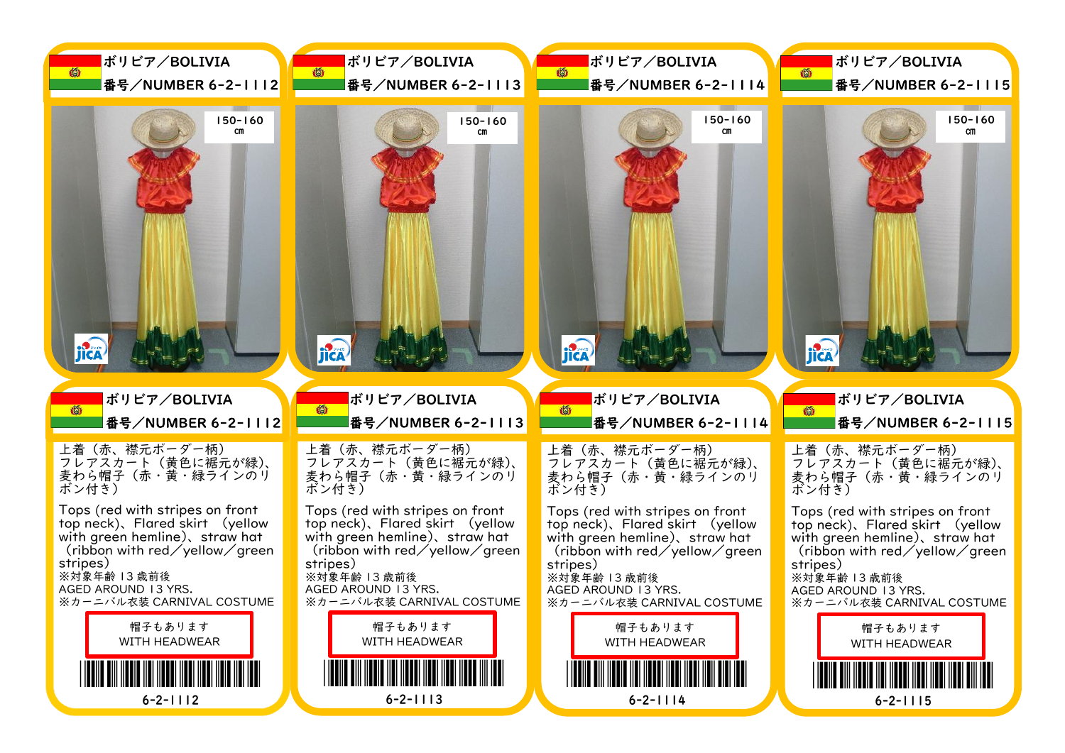ボリビア／BOLIVIA
番号／NUMBER 6-2-1112

150-160 cm

ボリビア／BOLIVIA
番号／NUMBER 6-2-1113

150-160 cm

ボリビア／BOLIVIA
番号／NUMBER 6-2-1114

150-160 cm

ボリビア／BOLIVIA
番号／NUMBER 6-2-1115

150-160 cm

ボリビア／BOLIVIA
番号／NUMBER 6-2-1112

上着（赤、襟元ボーダー柄）
フレアスカート（黄色に裾元が緑）、
麦わら帽子（赤・黄・緑ラインのリボン付き）

Tops (red with stripes on front top neck)、Flared skirt (yellow with green hemline)、straw hat (ribbon with red／yellow／green stripes)
※対象年齢 13 歳前後
AGED AROUND 13 YRS.
※カーニバル衣装 CARNIVAL COSTUME

帽子もあります
WITH HEADWEAR

6-2-1112

ボリビア／BOLIVIA
番号／NUMBER 6-2-1113

上着（赤、襟元ボーダー柄）
フレアスカート（黄色に裾元が緑）、
麦わら帽子（赤・黄・緑ラインのリボン付き）

Tops (red with stripes on front top neck)、Flared skirt (yellow with green hemline)、straw hat (ribbon with red／yellow／green stripes)
※対象年齢 13 歳前後
AGED AROUND 13 YRS.
※カーニバル衣装 CARNIVAL COSTUME

帽子もあります
WITH HEADWEAR

6-2-1113

ボリビア／BOLIVIA
番号／NUMBER 6-2-1114

上着（赤、襟元ボーダー柄）
フレアスカート（黄色に裾元が緑）、
麦わら帽子（赤・黄・緑ラインのリボン付き）

Tops (red with stripes on front top neck)、Flared skirt (yellow with green hemline)、straw hat (ribbon with red／yellow／green stripes)
※対象年齢 13 歳前後
AGED AROUND 13 YRS.
※カーニバル衣装 CARNIVAL COSTUME

帽子もあります
WITH HEADWEAR

6-2-1114

ボリビア／BOLIVIA
番号／NUMBER 6-2-1115

上着（赤、襟元ボーダー柄）
フレアスカート（黄色に裾元が緑）、
麦わら帽子（赤・黄・緑ラインのリボン付き）

Tops (red with stripes on front top neck)、Flared skirt (yellow with green hemline)、straw hat (ribbon with red／yellow／green stripes)
※対象年齢 13 歳前後
AGED AROUND 13 YRS.
※カーニバル衣装 CARNIVAL COSTUME

帽子もあります
WITH HEADWEAR

6-2-1115